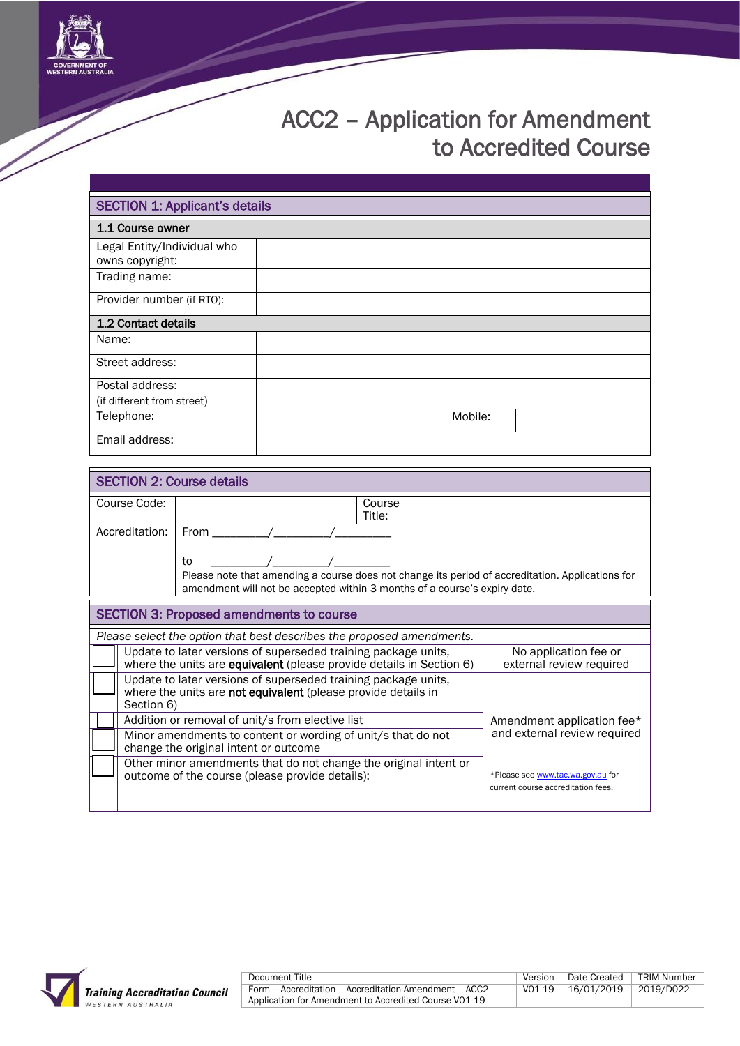# ACC2 – Application for Amendment to Accredited Course

## SECTION 1: Applicant's details

| 1.1 Course owner | |
|---|---|
| Legal Entity/Individual who owns copyright: | |
| Trading name: | |
| Provider number (if RTO): | |

| 1.2 Contact details | | | |
|---|---|---|---|
| Name: | | | |
| Street address: | | | |
| Postal address: (if different from street) | | | |
| Telephone: | | Mobile: | |
| Email address: | | | |

## SECTION 2: Course details

| Course Code: | | Course Title: | |
|---|---|---|---|
| Accreditation: | From ________/________/________ to ________/________/________ Please note that amending a course does not change its period of accreditation. Applications for amendment will not be accepted within 3 months of a course's expiry date. | | |

## SECTION 3: Proposed amendments to course

*Please select the option that best describes the proposed amendments.*

| | Amendment | Fee |
|---|---|---|
| ☐ | Update to later versions of superseded training package units, where the units are **equivalent** (please provide details in Section 6) | No application fee or external review required |
| ☐ | Update to later versions of superseded training package units, where the units are **not equivalent** (please provide details in Section 6) | Amendment application fee* and external review required *Please see www.tac.wa.gov.au for current course accreditation fees. |
| ☐ | Addition or removal of unit/s from elective list | |
| ☐ | Minor amendments to content or wording of unit/s that do not change the original intent or outcome | |
| ☐ | Other minor amendments that do not change the original intent or outcome of the course (please provide details): | |

| Document Title | Version | Date Created | TRIM Number |
|---|---|---|---|
| Form – Accreditation – Accreditation Amendment – ACC2 Application for Amendment to Accredited Course V01-19 | V01-19 | 16/01/2019 | 2019/D022 |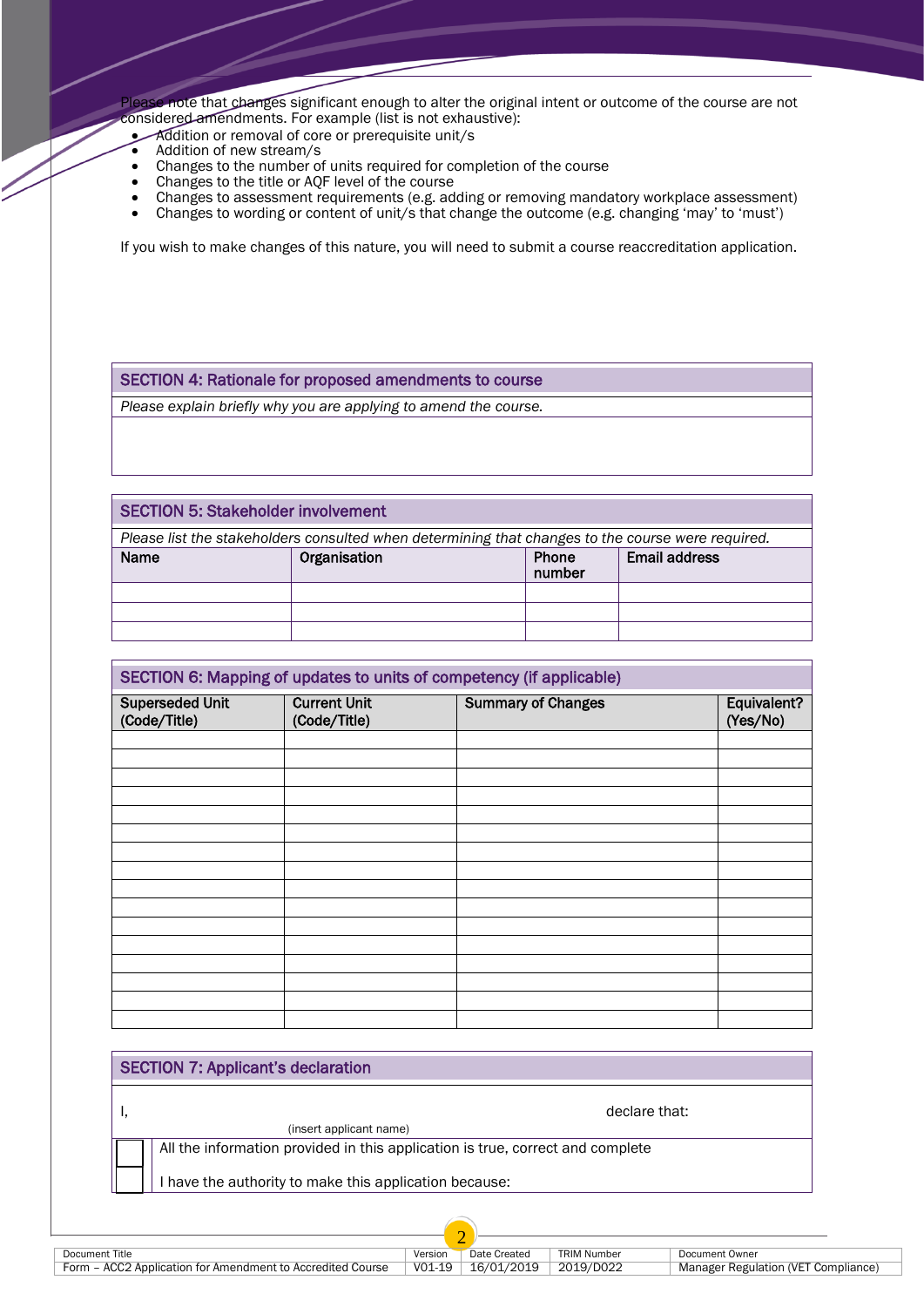Please note that changes significant enough to alter the original intent or outcome of the course are not considered amendments. For example (list is not exhaustive):

- Addition or removal of core or prerequisite unit/s
- Addition of new stream/s
- Changes to the number of units required for completion of the course
- Changes to the title or AQF level of the course
- Changes to assessment requirements (e.g. adding or removing mandatory workplace assessment)
- Changes to wording or content of unit/s that change the outcome (e.g. changing 'may' to 'must')

If you wish to make changes of this nature, you will need to submit a course reaccreditation application.

## SECTION 4: Rationale for proposed amendments to course

*Please explain briefly why you are applying to amend the course.*

## SECTION 5: Stakeholder involvement

*Please list the stakeholders consulted when determining that changes to the course were required.*

| Name | Organisation | Phone number | Email address |
|---|---|---|---|
| | | | |
| | | | |
| | | | |

## SECTION 6: Mapping of updates to units of competency (if applicable)

| Superseded Unit (Code/Title) | Current Unit (Code/Title) | Summary of Changes | Equivalent? (Yes/No) |
|---|---|---|---|
| | | | |
| | | | |
| | | | |
| | | | |
| | | | |
| | | | |
| | | | |
| | | | |
| | | | |
| | | | |
| | | | |
| | | | |
| | | | |
| | | | |
| | | | |
| | | | |

## SECTION 7: Applicant's declaration

I, ______________________________ declare that:
(insert applicant name)

- ☐ All the information provided in this application is true, correct and complete
- ☐ I have the authority to make this application because:

| Document Title | Version | Date Created | TRIM Number | Document Owner |
|---|---|---|---|---|
| Form – ACC2 Application for Amendment to Accredited Course | V01-19 | 16/01/2019 | 2019/D022 | Manager Regulation (VET Compliance) |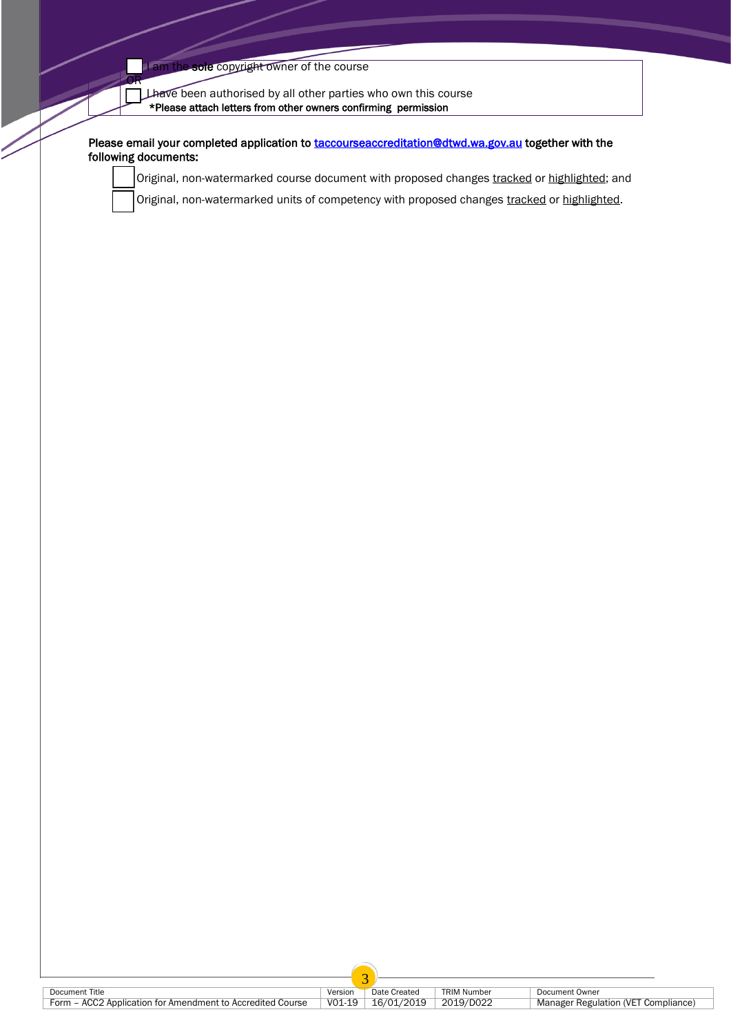☐ I am the **sole** copyright owner of the course

OR

☐ I have been authorised by all other parties who own this course
**\*Please attach letters from other owners confirming permission**

**Please email your completed application to [taccourseaccreditation@dtwd.wa.gov.au](mailto:taccourseaccreditation@dtwd.wa.gov.au) together with the following documents:**

☐ Original, non-watermarked course document with proposed changes <u>tracked</u> or <u>highlighted</u>; and

☐ Original, non-watermarked units of competency with proposed changes <u>tracked</u> or <u>highlighted</u>.